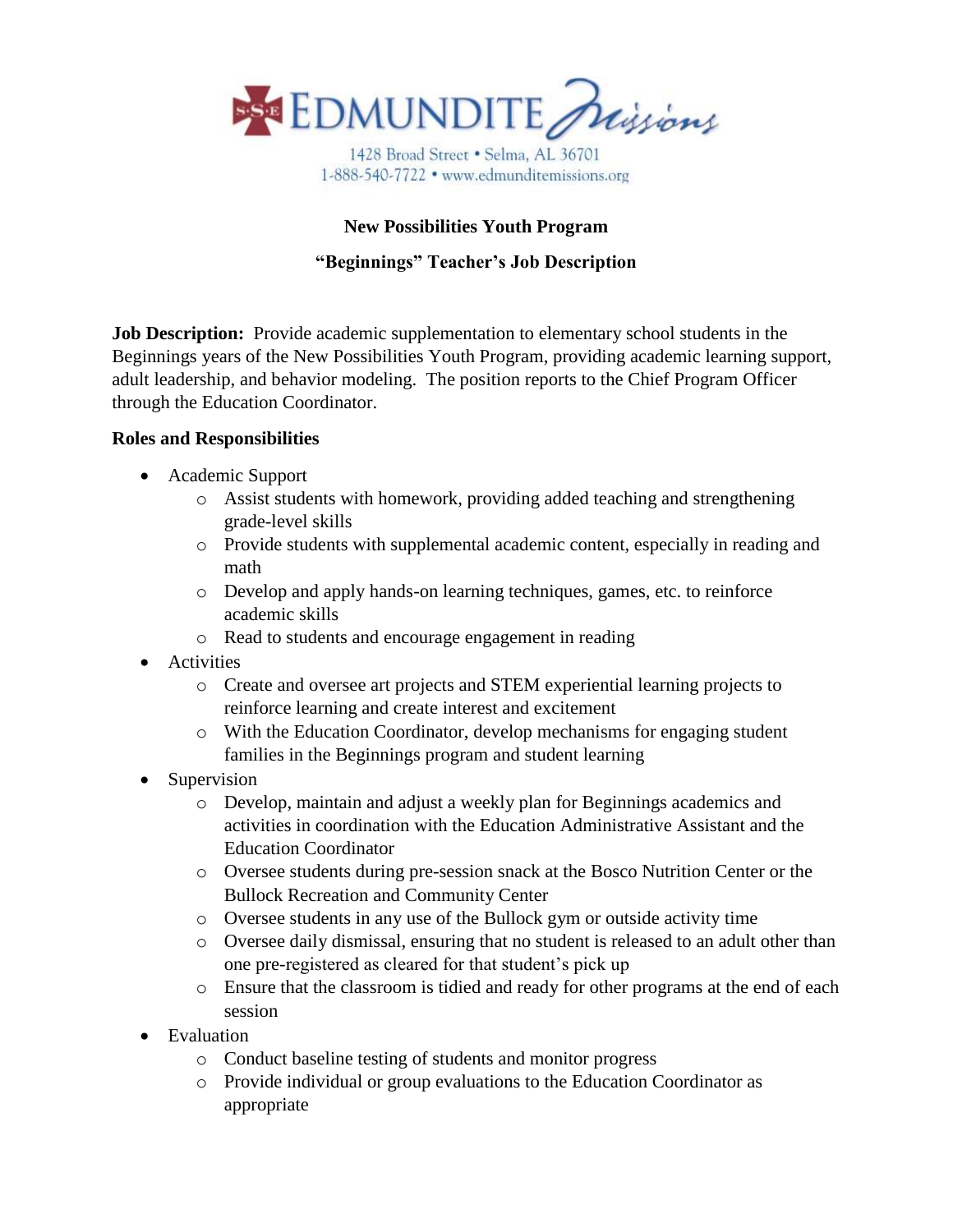EDMUNDITE *Missions*

1428 Broad Street • Selma, AL 36701
1-888-540-7722 • www.edmunditemissions.org

**New Possibilities Youth Program**

**"Beginnings" Teacher's Job Description**

**Job Description:** Provide academic supplementation to elementary school students in the Beginnings years of the New Possibilities Youth Program, providing academic learning support, adult leadership, and behavior modeling. The position reports to the Chief Program Officer through the Education Coordinator.

**Roles and Responsibilities**

- Academic Support
  - Assist students with homework, providing added teaching and strengthening grade-level skills
  - Provide students with supplemental academic content, especially in reading and math
  - Develop and apply hands-on learning techniques, games, etc. to reinforce academic skills
  - Read to students and encourage engagement in reading
- Activities
  - Create and oversee art projects and STEM experiential learning projects to reinforce learning and create interest and excitement
  - With the Education Coordinator, develop mechanisms for engaging student families in the Beginnings program and student learning
- Supervision
  - Develop, maintain and adjust a weekly plan for Beginnings academics and activities in coordination with the Education Administrative Assistant and the Education Coordinator
  - Oversee students during pre-session snack at the Bosco Nutrition Center or the Bullock Recreation and Community Center
  - Oversee students in any use of the Bullock gym or outside activity time
  - Oversee daily dismissal, ensuring that no student is released to an adult other than one pre-registered as cleared for that student's pick up
  - Ensure that the classroom is tidied and ready for other programs at the end of each session
- Evaluation
  - Conduct baseline testing of students and monitor progress
  - Provide individual or group evaluations to the Education Coordinator as appropriate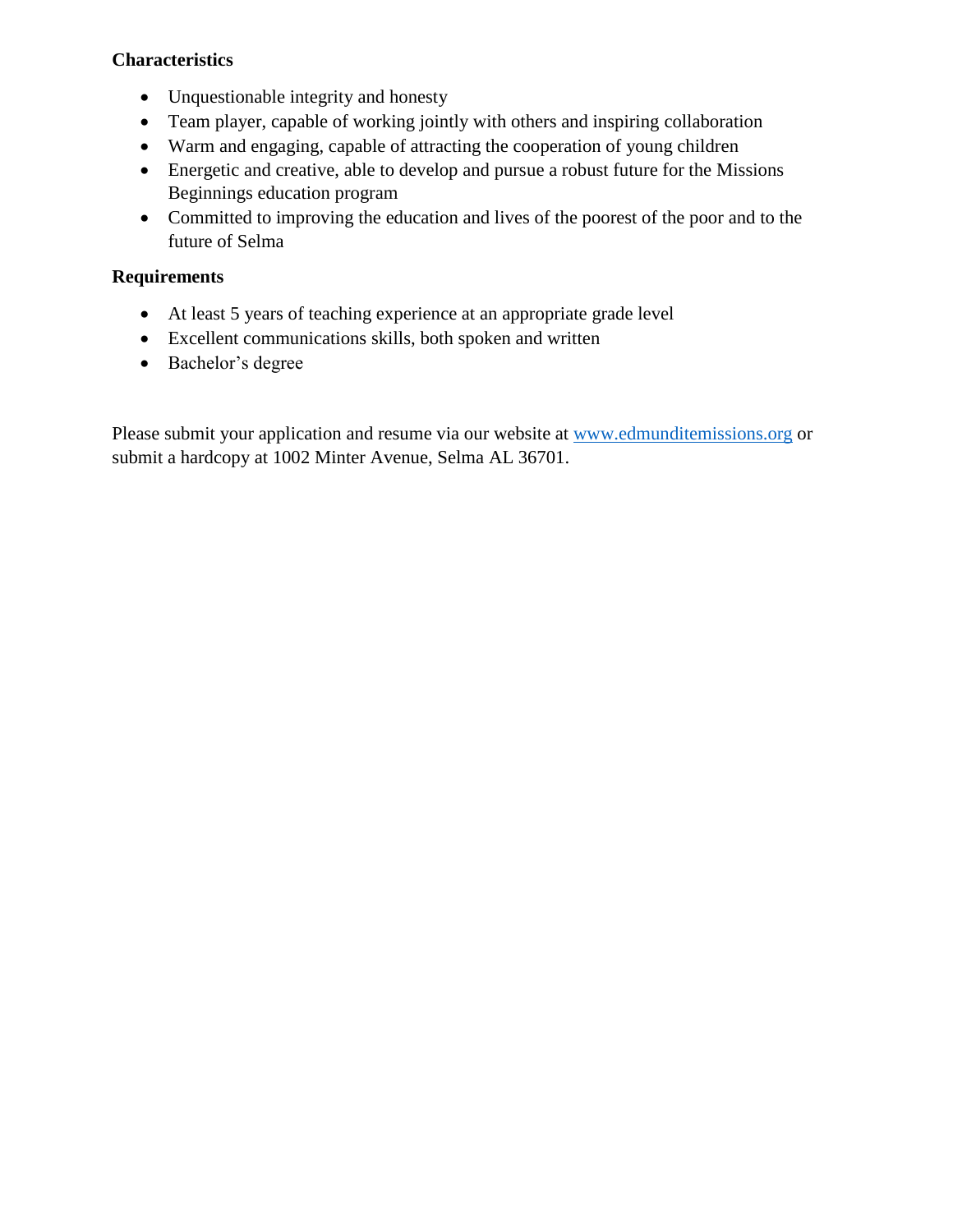**Characteristics**

- Unquestionable integrity and honesty
- Team player, capable of working jointly with others and inspiring collaboration
- Warm and engaging, capable of attracting the cooperation of young children
- Energetic and creative, able to develop and pursue a robust future for the Missions Beginnings education program
- Committed to improving the education and lives of the poorest of the poor and to the future of Selma

**Requirements**

- At least 5 years of teaching experience at an appropriate grade level
- Excellent communications skills, both spoken and written
- Bachelor's degree

Please submit your application and resume via our website at [www.edmunditemissions.org](http://www.edmunditemissions.org) or submit a hardcopy at 1002 Minter Avenue, Selma AL 36701.